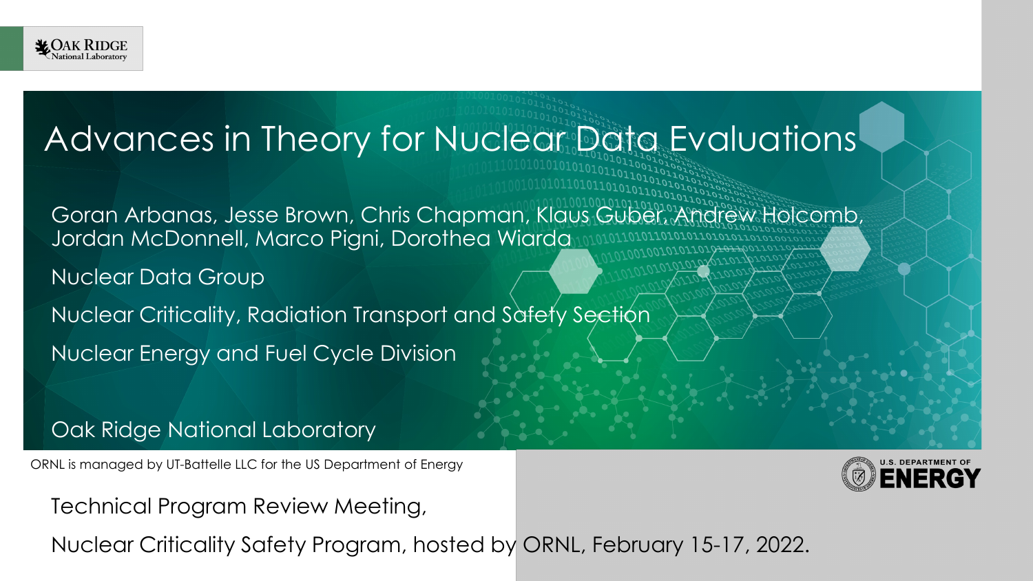# Advances in Theory for Nuclear Data Evaluations

Goran Arbanas, Jesse Brown, Chris Chapman, Klaus Guber, Andrew Holcomb, Jordan McDonnell, Marco Pigni, Dorothea Wiarda

Nuclear Data Group

Nuclear Criticality, Radiation Transport and Safety Section

Nuclear Energy and Fuel Cycle Division

Oak Ridge National Laboratory

ORNL is managed by UT-Battelle LLC for the US Department of Energy

Technical Program Review Meeting,

Nuclear Criticality Safety Program, hosted by ORNL, February 15-17, 2022.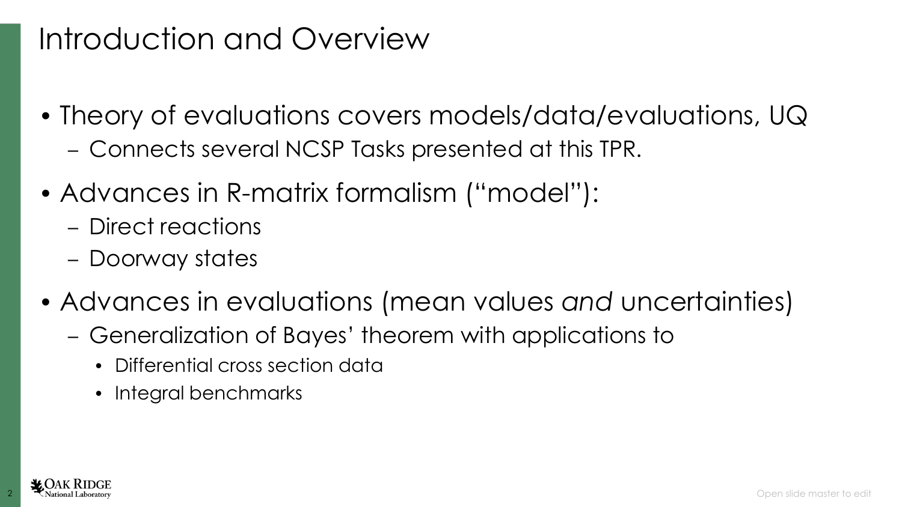# Introduction and Overview

- Theory of evaluations covers models/data/evaluations, UQ
  - Connects several NCSP Tasks presented at this TPR.
- Advances in R-matrix formalism ("model"):
  - Direct reactions
  - Doorway states
- Advances in evaluations (mean values *and* uncertainties)
  - Generalization of Bayes' theorem with applications to
    - Differential cross section data
    - Integral benchmarks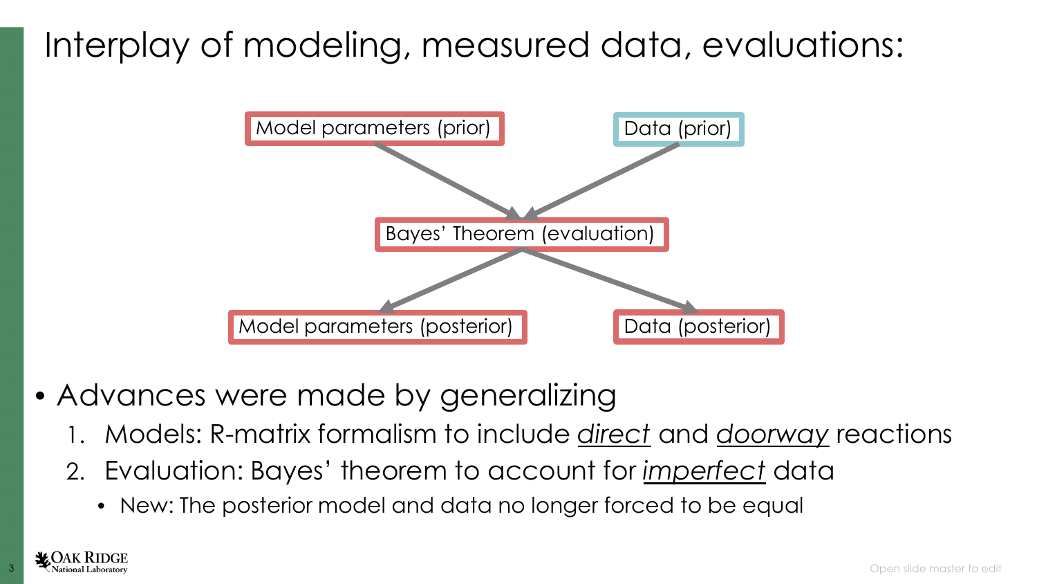# Interplay of modeling, measured data, evaluations:

Model parameters (prior)

Data (prior)

Bayes' Theorem (evaluation)

Model parameters (posterior)

Data (posterior)

- Advances were made by generalizing
  1. Models: R-matrix formalism to include _direct_ and _doorway_ reactions
  2. Evaluation: Bayes' theorem to account for _imperfect_ data
     - New: The posterior model and data no longer forced to be equal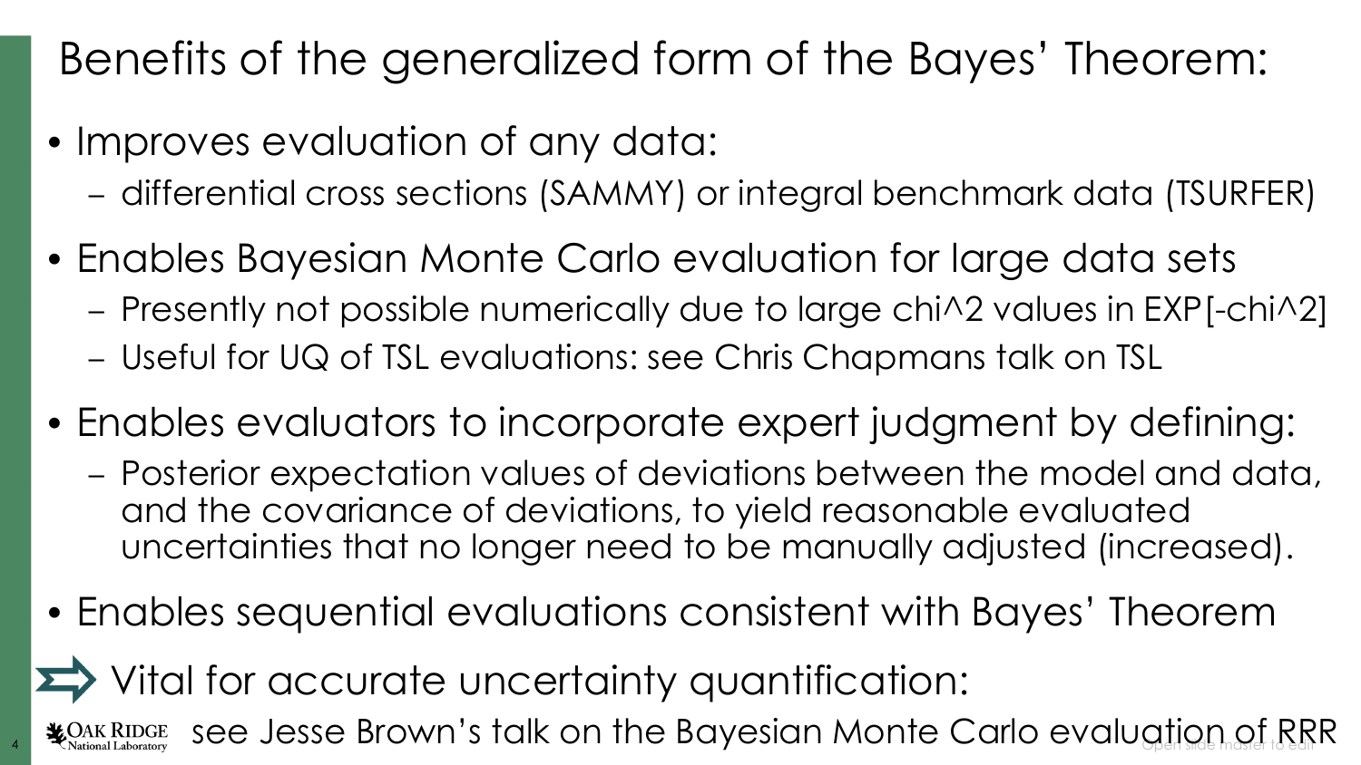# Benefits of the generalized form of the Bayes' Theorem:

- Improves evaluation of any data:
  - differential cross sections (SAMMY) or integral benchmark data (TSURFER)
- Enables Bayesian Monte Carlo evaluation for large data sets
  - Presently not possible numerically due to large chi^2 values in EXP[-chi^2]
  - Useful for UQ of TSL evaluations: see Chris Chapmans talk on TSL
- Enables evaluators to incorporate expert judgment by defining:
  - Posterior expectation values of deviations between the model and data, and the covariance of deviations, to yield reasonable evaluated uncertainties that no longer need to be manually adjusted (increased).
- Enables sequential evaluations consistent with Bayes' Theorem

⇒ Vital for accurate uncertainty quantification:

see Jesse Brown's talk on the Bayesian Monte Carlo evaluation of RRR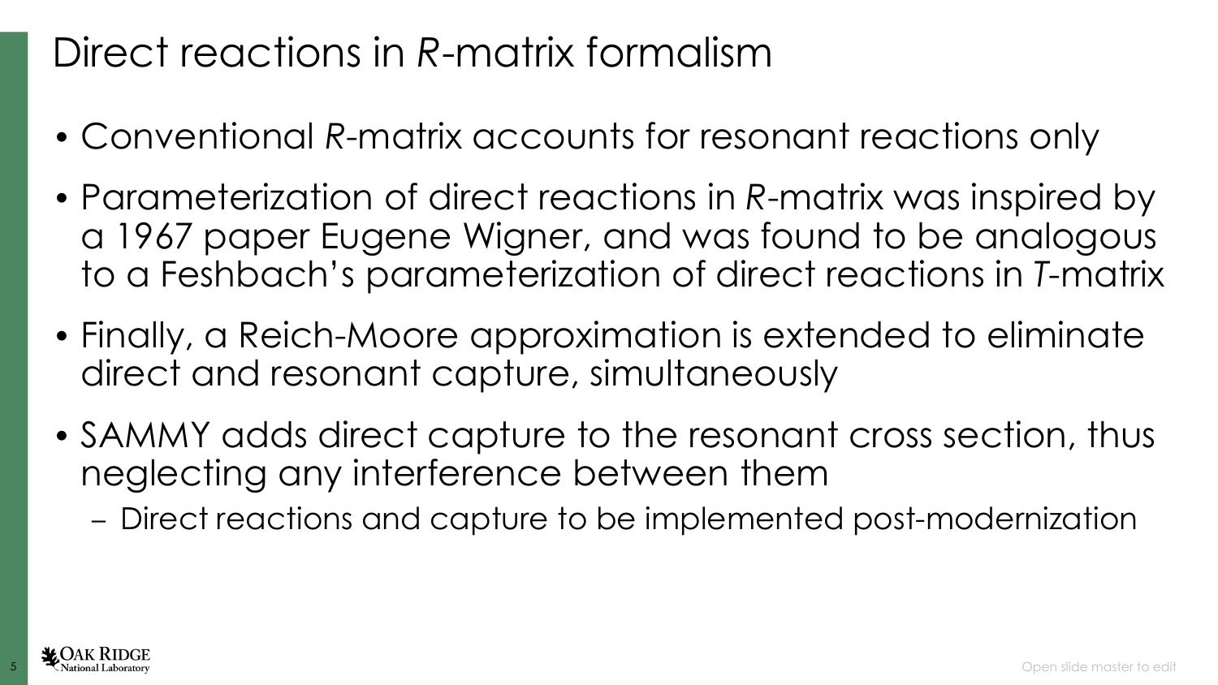# Direct reactions in *R*-matrix formalism

- Conventional *R*-matrix accounts for resonant reactions only
- Parameterization of direct reactions in *R*-matrix was inspired by a 1967 paper Eugene Wigner, and was found to be analogous to a Feshbach's parameterization of direct reactions in *T*-matrix
- Finally, a Reich-Moore approximation is extended to eliminate direct and resonant capture, simultaneously
- SAMMY adds direct capture to the resonant cross section, thus neglecting any interference between them
  - Direct reactions and capture to be implemented post-modernization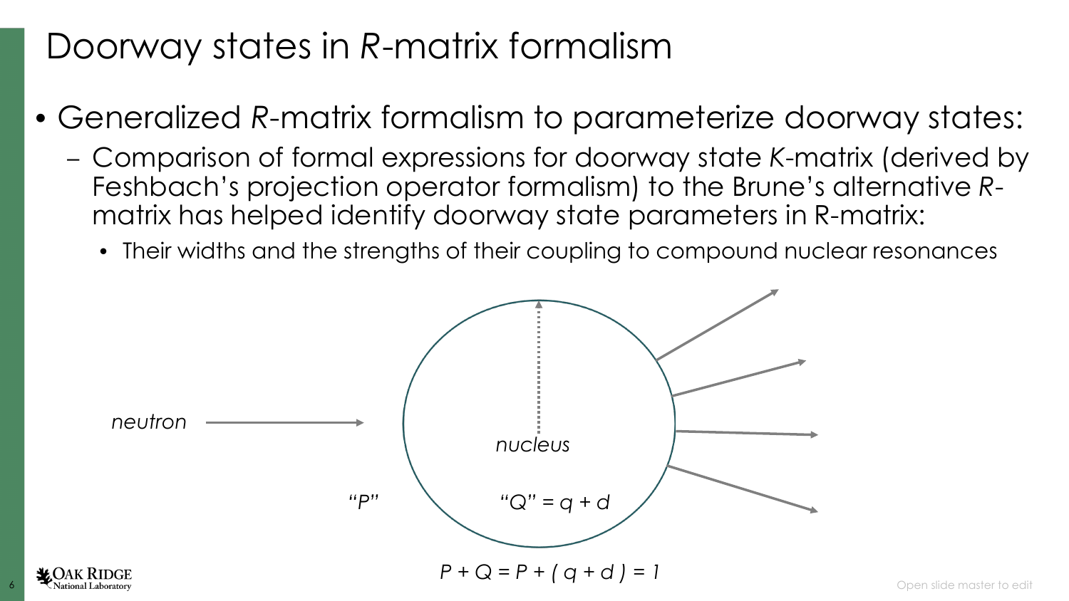# Doorway states in *R*-matrix formalism

- Generalized *R*-matrix formalism to parameterize doorway states:
  - Comparison of formal expressions for doorway state *K*-matrix (derived by Feshbach's projection operator formalism) to the Brune's alternative *R*-matrix has helped identify doorway state parameters in R-matrix:
    - Their widths and the strengths of their coupling to compound nuclear resonances

*neutron*

*nucleus*

"$P$"

"$Q$" $= q + d$

$$P + Q = P + (q + d) = 1$$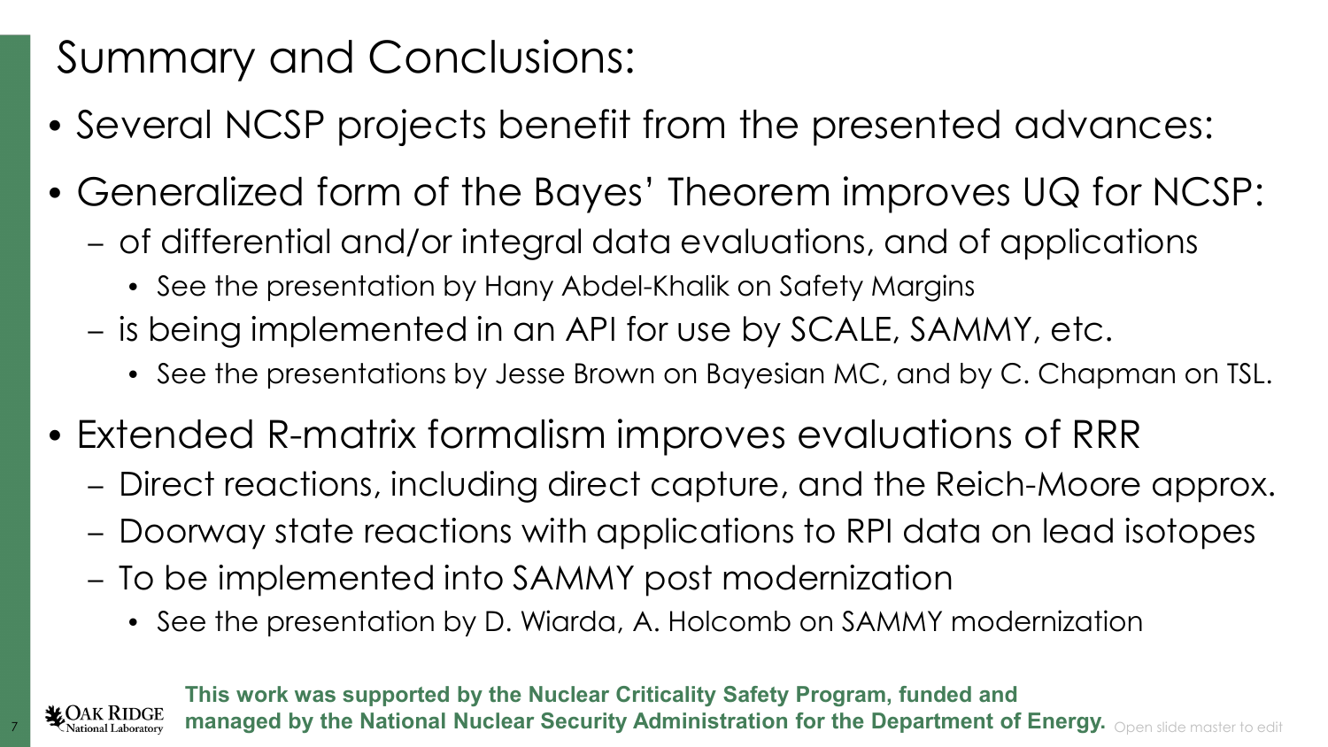# Summary and Conclusions:

- Several NCSP projects benefit from the presented advances:
- Generalized form of the Bayes' Theorem improves UQ for NCSP:
  - of differential and/or integral data evaluations, and of applications
    - See the presentation by Hany Abdel-Khalik on Safety Margins
  - is being implemented in an API for use by SCALE, SAMMY, etc.
    - See the presentations by Jesse Brown on Bayesian MC, and by C. Chapman on TSL.
- Extended R-matrix formalism improves evaluations of RRR
  - Direct reactions, including direct capture, and the Reich-Moore approx.
  - Doorway state reactions with applications to RPI data on lead isotopes
  - To be implemented into SAMMY post modernization
    - See the presentation by D. Wiarda, A. Holcomb on SAMMY modernization

**This work was supported by the Nuclear Criticality Safety Program, funded and managed by the National Nuclear Security Administration for the Department of Energy.**